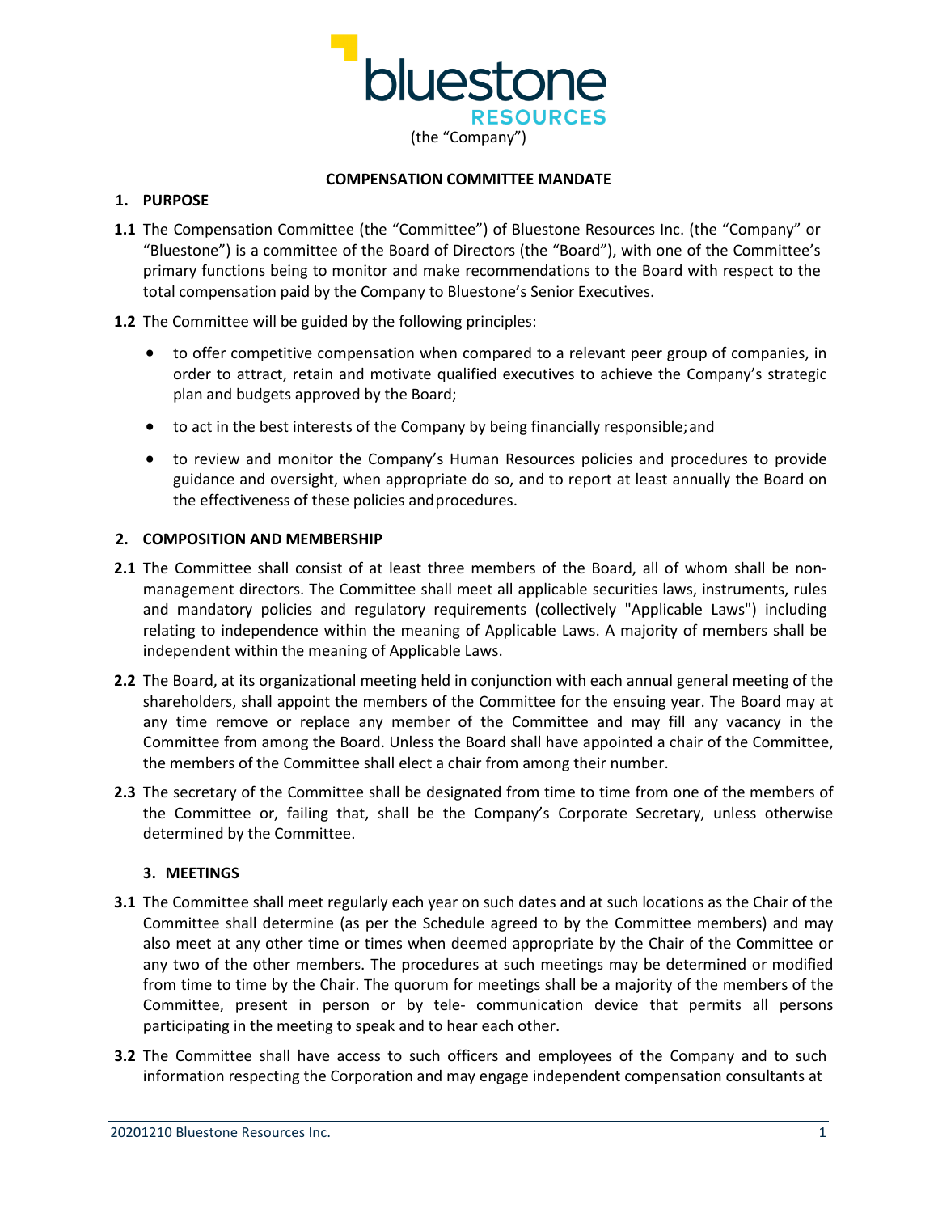(the "Company")

**COMPENSATION COMMITTEE MANDATE**

## 1. PURPOSE

**1.1** The Compensation Committee (the "Committee") of Bluestone Resources Inc. (the "Company" or "Bluestone") is a committee of the Board of Directors (the "Board"), with one of the Committee's primary functions being to monitor and make recommendations to the Board with respect to the total compensation paid by the Company to Bluestone's Senior Executives.

**1.2** The Committee will be guided by the following principles:

- to offer competitive compensation when compared to a relevant peer group of companies, in order to attract, retain and motivate qualified executives to achieve the Company's strategic plan and budgets approved by the Board;
- to act in the best interests of the Company by being financially responsible; and
- to review and monitor the Company's Human Resources policies and procedures to provide guidance and oversight, when appropriate do so, and to report at least annually the Board on the effectiveness of these policies and procedures.

## 2. COMPOSITION AND MEMBERSHIP

**2.1** The Committee shall consist of at least three members of the Board, all of whom shall be non-management directors. The Committee shall meet all applicable securities laws, instruments, rules and mandatory policies and regulatory requirements (collectively "Applicable Laws") including relating to independence within the meaning of Applicable Laws. A majority of members shall be independent within the meaning of Applicable Laws.

**2.2** The Board, at its organizational meeting held in conjunction with each annual general meeting of the shareholders, shall appoint the members of the Committee for the ensuing year. The Board may at any time remove or replace any member of the Committee and may fill any vacancy in the Committee from among the Board. Unless the Board shall have appointed a chair of the Committee, the members of the Committee shall elect a chair from among their number.

**2.3** The secretary of the Committee shall be designated from time to time from one of the members of the Committee or, failing that, shall be the Company's Corporate Secretary, unless otherwise determined by the Committee.

## 3. MEETINGS

**3.1** The Committee shall meet regularly each year on such dates and at such locations as the Chair of the Committee shall determine (as per the Schedule agreed to by the Committee members) and may also meet at any other time or times when deemed appropriate by the Chair of the Committee or any two of the other members. The procedures at such meetings may be determined or modified from time to time by the Chair. The quorum for meetings shall be a majority of the members of the Committee, present in person or by tele- communication device that permits all persons participating in the meeting to speak and to hear each other.

**3.2** The Committee shall have access to such officers and employees of the Company and to such information respecting the Corporation and may engage independent compensation consultants at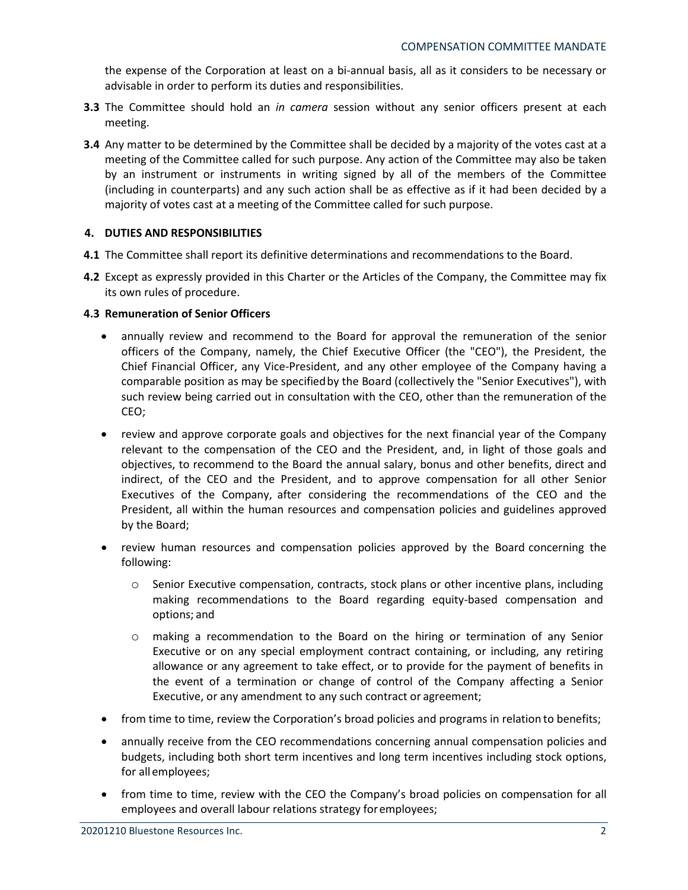the expense of the Corporation at least on a bi-annual basis, all as it considers to be necessary or advisable in order to perform its duties and responsibilities.

**3.3** The Committee should hold an *in camera* session without any senior officers present at each meeting.

**3.4** Any matter to be determined by the Committee shall be decided by a majority of the votes cast at a meeting of the Committee called for such purpose. Any action of the Committee may also be taken by an instrument or instruments in writing signed by all of the members of the Committee (including in counterparts) and any such action shall be as effective as if it had been decided by a majority of votes cast at a meeting of the Committee called for such purpose.

## 4. DUTIES AND RESPONSIBILITIES

**4.1** The Committee shall report its definitive determinations and recommendations to the Board.

**4.2** Except as expressly provided in this Charter or the Articles of the Company, the Committee may fix its own rules of procedure.

**4.3 Remuneration of Senior Officers**

- annually review and recommend to the Board for approval the remuneration of the senior officers of the Company, namely, the Chief Executive Officer (the "CEO"), the President, the Chief Financial Officer, any Vice-President, and any other employee of the Company having a comparable position as may be specified by the Board (collectively the "Senior Executives"), with such review being carried out in consultation with the CEO, other than the remuneration of the CEO;
- review and approve corporate goals and objectives for the next financial year of the Company relevant to the compensation of the CEO and the President, and, in light of those goals and objectives, to recommend to the Board the annual salary, bonus and other benefits, direct and indirect, of the CEO and the President, and to approve compensation for all other Senior Executives of the Company, after considering the recommendations of the CEO and the President, all within the human resources and compensation policies and guidelines approved by the Board;
- review human resources and compensation policies approved by the Board concerning the following:
    - Senior Executive compensation, contracts, stock plans or other incentive plans, including making recommendations to the Board regarding equity-based compensation and options; and
    - making a recommendation to the Board on the hiring or termination of any Senior Executive or on any special employment contract containing, or including, any retiring allowance or any agreement to take effect, or to provide for the payment of benefits in the event of a termination or change of control of the Company affecting a Senior Executive, or any amendment to any such contract or agreement;
- from time to time, review the Corporation's broad policies and programs in relation to benefits;
- annually receive from the CEO recommendations concerning annual compensation policies and budgets, including both short term incentives and long term incentives including stock options, for all employees;
- from time to time, review with the CEO the Company's broad policies on compensation for all employees and overall labour relations strategy for employees;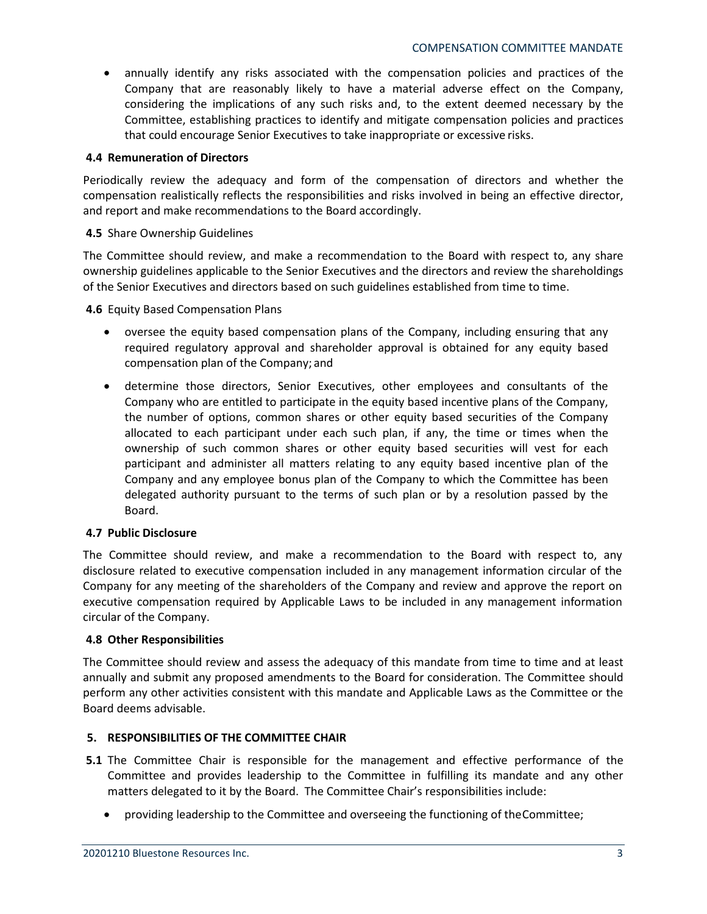- annually identify any risks associated with the compensation policies and practices of the Company that are reasonably likely to have a material adverse effect on the Company, considering the implications of any such risks and, to the extent deemed necessary by the Committee, establishing practices to identify and mitigate compensation policies and practices that could encourage Senior Executives to take inappropriate or excessive risks.

**4.4 Remuneration of Directors**

Periodically review the adequacy and form of the compensation of directors and whether the compensation realistically reflects the responsibilities and risks involved in being an effective director, and report and make recommendations to the Board accordingly.

**4.5** Share Ownership Guidelines

The Committee should review, and make a recommendation to the Board with respect to, any share ownership guidelines applicable to the Senior Executives and the directors and review the shareholdings of the Senior Executives and directors based on such guidelines established from time to time.

**4.6** Equity Based Compensation Plans

- oversee the equity based compensation plans of the Company, including ensuring that any required regulatory approval and shareholder approval is obtained for any equity based compensation plan of the Company; and
- determine those directors, Senior Executives, other employees and consultants of the Company who are entitled to participate in the equity based incentive plans of the Company, the number of options, common shares or other equity based securities of the Company allocated to each participant under each such plan, if any, the time or times when the ownership of such common shares or other equity based securities will vest for each participant and administer all matters relating to any equity based incentive plan of the Company and any employee bonus plan of the Company to which the Committee has been delegated authority pursuant to the terms of such plan or by a resolution passed by the Board.

**4.7 Public Disclosure**

The Committee should review, and make a recommendation to the Board with respect to, any disclosure related to executive compensation included in any management information circular of the Company for any meeting of the shareholders of the Company and review and approve the report on executive compensation required by Applicable Laws to be included in any management information circular of the Company.

**4.8 Other Responsibilities**

The Committee should review and assess the adequacy of this mandate from time to time and at least annually and submit any proposed amendments to the Board for consideration. The Committee should perform any other activities consistent with this mandate and Applicable Laws as the Committee or the Board deems advisable.

## 5. RESPONSIBILITIES OF THE COMMITTEE CHAIR

**5.1** The Committee Chair is responsible for the management and effective performance of the Committee and provides leadership to the Committee in fulfilling its mandate and any other matters delegated to it by the Board. The Committee Chair's responsibilities include:

- providing leadership to the Committee and overseeing the functioning of the Committee;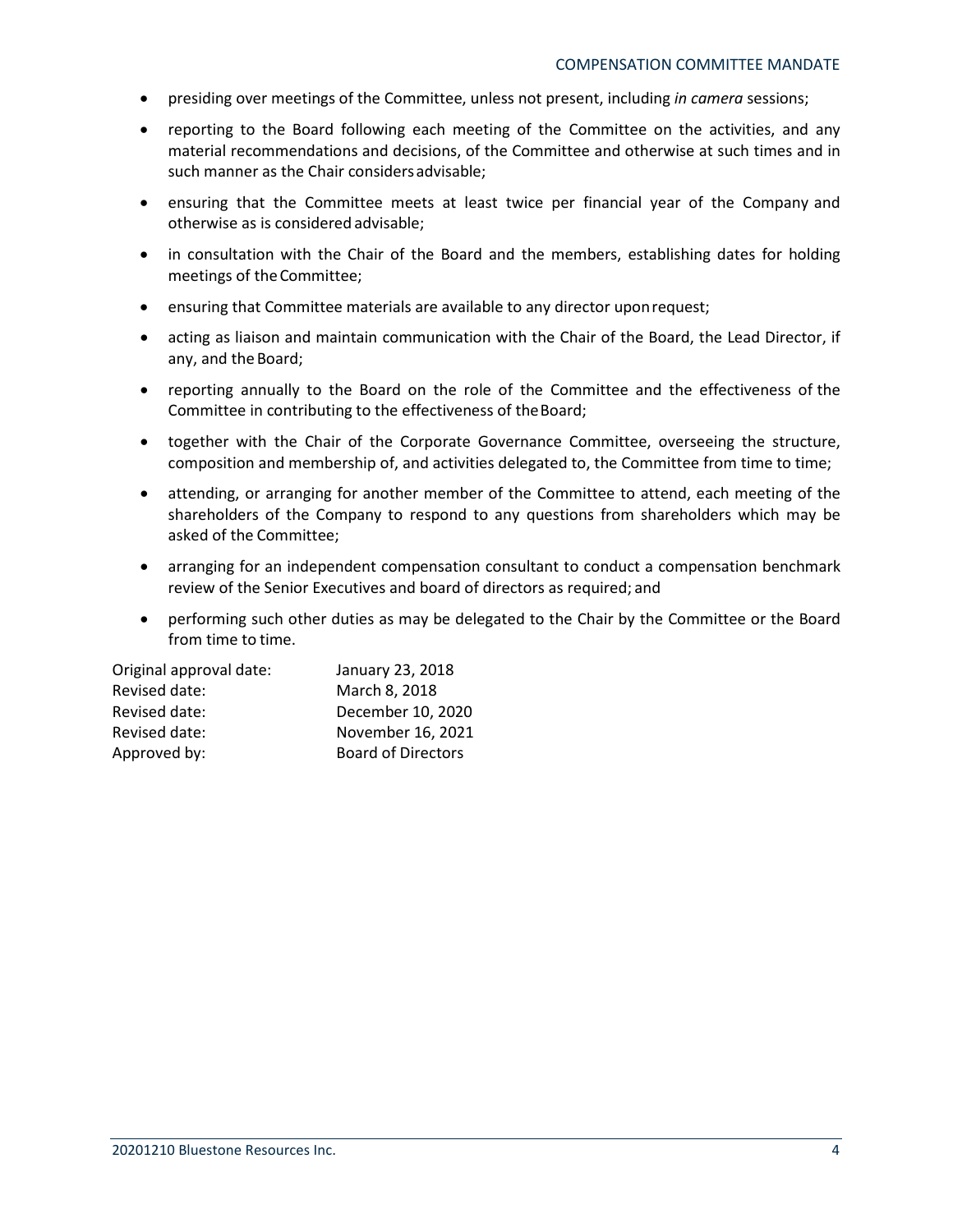- presiding over meetings of the Committee, unless not present, including *in camera* sessions;
- reporting to the Board following each meeting of the Committee on the activities, and any material recommendations and decisions, of the Committee and otherwise at such times and in such manner as the Chair considers advisable;
- ensuring that the Committee meets at least twice per financial year of the Company and otherwise as is considered advisable;
- in consultation with the Chair of the Board and the members, establishing dates for holding meetings of the Committee;
- ensuring that Committee materials are available to any director upon request;
- acting as liaison and maintain communication with the Chair of the Board, the Lead Director, if any, and the Board;
- reporting annually to the Board on the role of the Committee and the effectiveness of the Committee in contributing to the effectiveness of the Board;
- together with the Chair of the Corporate Governance Committee, overseeing the structure, composition and membership of, and activities delegated to, the Committee from time to time;
- attending, or arranging for another member of the Committee to attend, each meeting of the shareholders of the Company to respond to any questions from shareholders which may be asked of the Committee;
- arranging for an independent compensation consultant to conduct a compensation benchmark review of the Senior Executives and board of directors as required; and
- performing such other duties as may be delegated to the Chair by the Committee or the Board from time to time.

| | |
|---|---|
| Original approval date: | January 23, 2018 |
| Revised date: | March 8, 2018 |
| Revised date: | December 10, 2020 |
| Revised date: | November 16, 2021 |
| Approved by: | Board of Directors |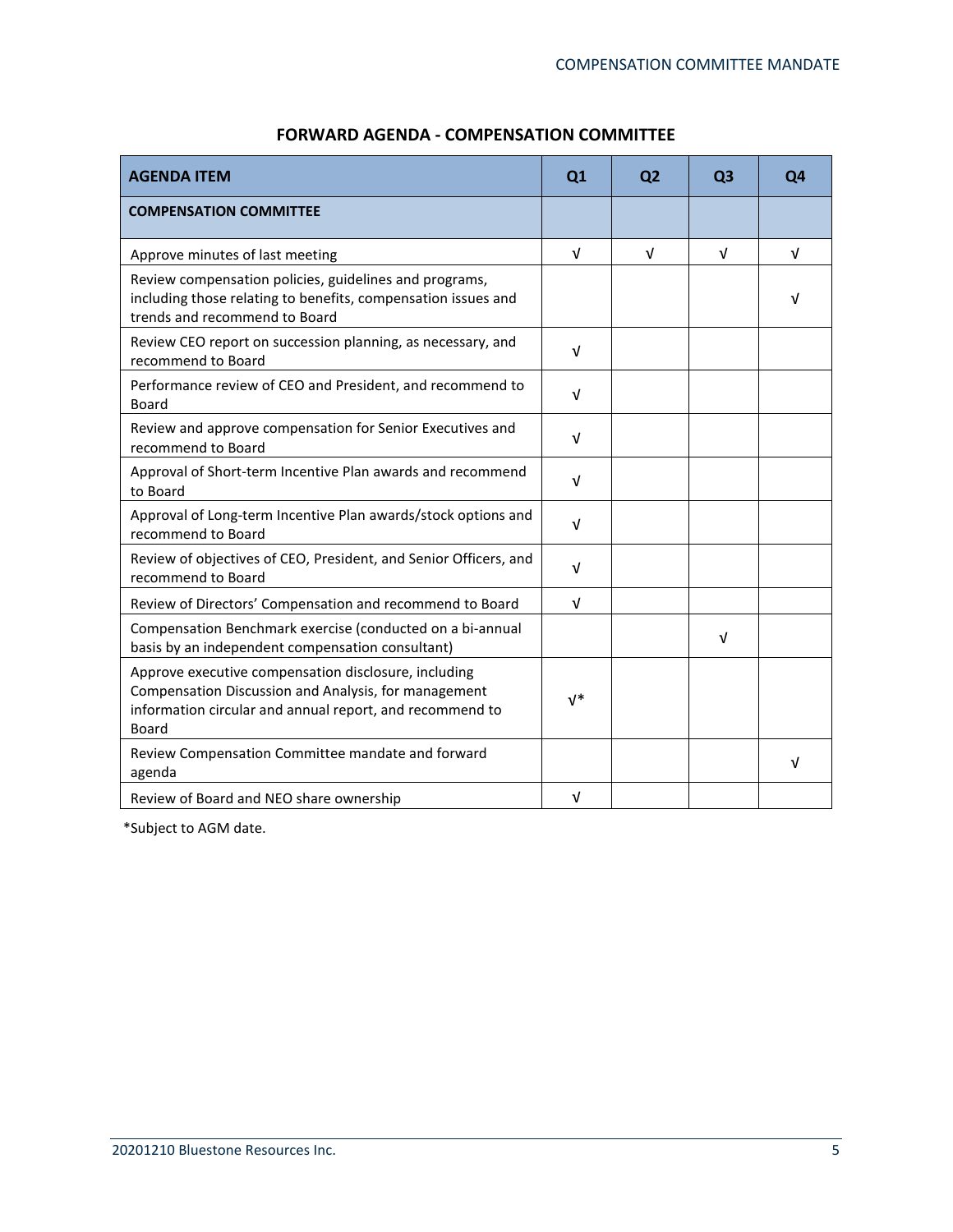## FORWARD AGENDA - COMPENSATION COMMITTEE

| AGENDA ITEM | Q1 | Q2 | Q3 | Q4 |
|---|---|---|---|---|
| **COMPENSATION COMMITTEE** | | | | |
| Approve minutes of last meeting | √ | √ | √ | √ |
| Review compensation policies, guidelines and programs, including those relating to benefits, compensation issues and trends and recommend to Board | | | | √ |
| Review CEO report on succession planning, as necessary, and recommend to Board | √ | | | |
| Performance review of CEO and President, and recommend to Board | √ | | | |
| Review and approve compensation for Senior Executives and recommend to Board | √ | | | |
| Approval of Short-term Incentive Plan awards and recommend to Board | √ | | | |
| Approval of Long-term Incentive Plan awards/stock options and recommend to Board | √ | | | |
| Review of objectives of CEO, President, and Senior Officers, and recommend to Board | √ | | | |
| Review of Directors' Compensation and recommend to Board | √ | | | |
| Compensation Benchmark exercise (conducted on a bi-annual basis by an independent compensation consultant) | | | √ | |
| Approve executive compensation disclosure, including Compensation Discussion and Analysis, for management information circular and annual report, and recommend to Board | √* | | | |
| Review Compensation Committee mandate and forward agenda | | | | √ |
| Review of Board and NEO share ownership | √ | | | |

*Subject to AGM date.